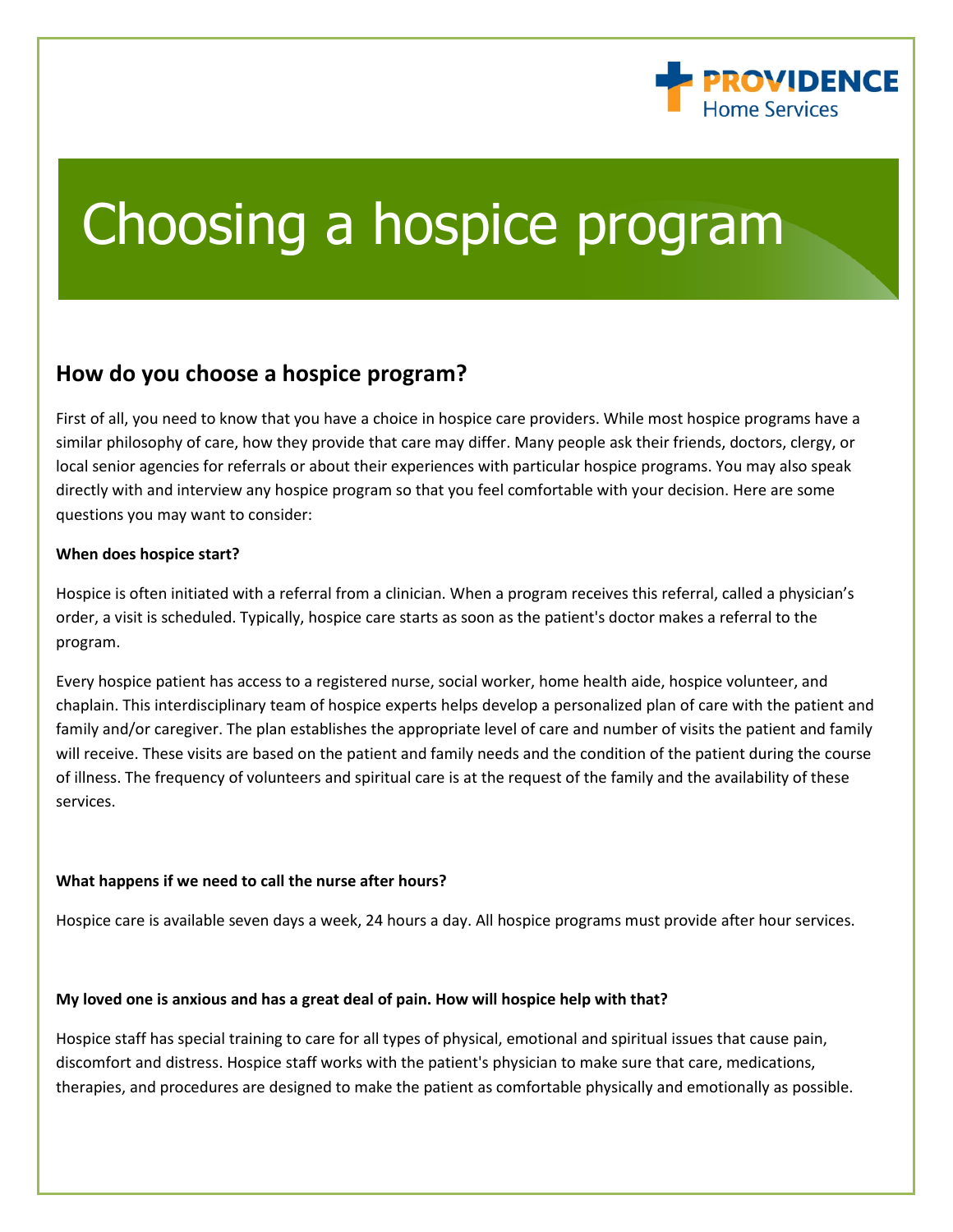PROVIDENCE Home Services

# Choosing a hospice program

## How do you choose a hospice program?

First of all, you need to know that you have a choice in hospice care providers. While most hospice programs have a similar philosophy of care, how they provide that care may differ. Many people ask their friends, doctors, clergy, or local senior agencies for referrals or about their experiences with particular hospice programs. You may also speak directly with and interview any hospice program so that you feel comfortable with your decision. Here are some questions you may want to consider:

**When does hospice start?**

Hospice is often initiated with a referral from a clinician. When a program receives this referral, called a physician's order, a visit is scheduled. Typically, hospice care starts as soon as the patient's doctor makes a referral to the program.

Every hospice patient has access to a registered nurse, social worker, home health aide, hospice volunteer, and chaplain. This interdisciplinary team of hospice experts helps develop a personalized plan of care with the patient and family and/or caregiver. The plan establishes the appropriate level of care and number of visits the patient and family will receive. These visits are based on the patient and family needs and the condition of the patient during the course of illness. The frequency of volunteers and spiritual care is at the request of the family and the availability of these services.

**What happens if we need to call the nurse after hours?**

Hospice care is available seven days a week, 24 hours a day. All hospice programs must provide after hour services.

**My loved one is anxious and has a great deal of pain. How will hospice help with that?**

Hospice staff has special training to care for all types of physical, emotional and spiritual issues that cause pain, discomfort and distress. Hospice staff works with the patient's physician to make sure that care, medications, therapies, and procedures are designed to make the patient as comfortable physically and emotionally as possible.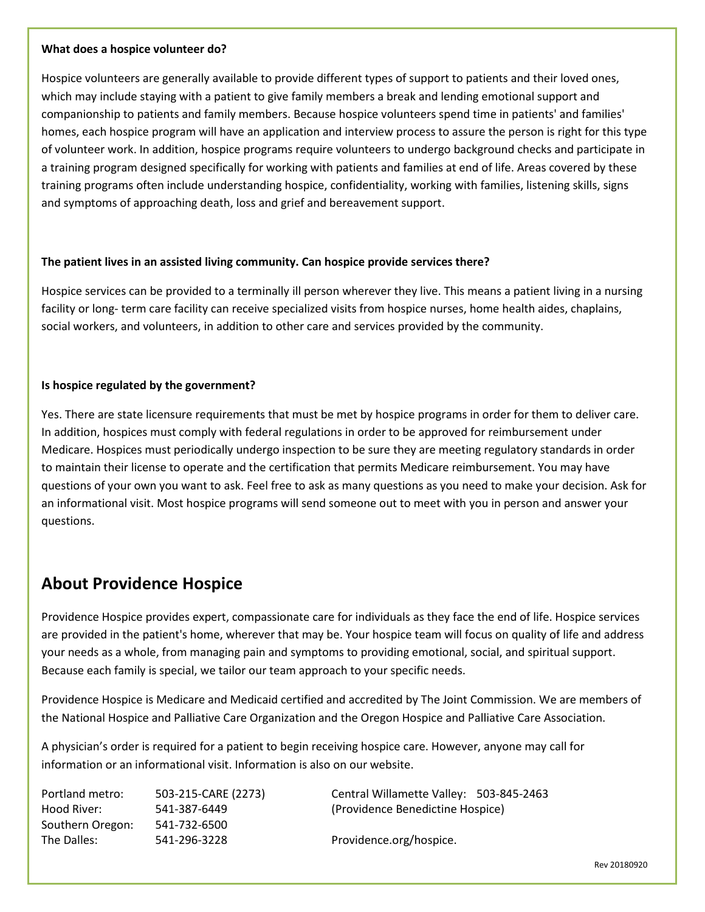**What does a hospice volunteer do?**

Hospice volunteers are generally available to provide different types of support to patients and their loved ones, which may include staying with a patient to give family members a break and lending emotional support and companionship to patients and family members. Because hospice volunteers spend time in patients' and families' homes, each hospice program will have an application and interview process to assure the person is right for this type of volunteer work. In addition, hospice programs require volunteers to undergo background checks and participate in a training program designed specifically for working with patients and families at end of life. Areas covered by these training programs often include understanding hospice, confidentiality, working with families, listening skills, signs and symptoms of approaching death, loss and grief and bereavement support.

**The patient lives in an assisted living community. Can hospice provide services there?**

Hospice services can be provided to a terminally ill person wherever they live. This means a patient living in a nursing facility or long- term care facility can receive specialized visits from hospice nurses, home health aides, chaplains, social workers, and volunteers, in addition to other care and services provided by the community.

**Is hospice regulated by the government?**

Yes. There are state licensure requirements that must be met by hospice programs in order for them to deliver care. In addition, hospices must comply with federal regulations in order to be approved for reimbursement under Medicare. Hospices must periodically undergo inspection to be sure they are meeting regulatory standards in order to maintain their license to operate and the certification that permits Medicare reimbursement. You may have questions of your own you want to ask. Feel free to ask as many questions as you need to make your decision. Ask for an informational visit. Most hospice programs will send someone out to meet with you in person and answer your questions.

## About Providence Hospice

Providence Hospice provides expert, compassionate care for individuals as they face the end of life. Hospice services are provided in the patient's home, wherever that may be. Your hospice team will focus on quality of life and address your needs as a whole, from managing pain and symptoms to providing emotional, social, and spiritual support. Because each family is special, we tailor our team approach to your specific needs.

Providence Hospice is Medicare and Medicaid certified and accredited by The Joint Commission. We are members of the National Hospice and Palliative Care Organization and the Oregon Hospice and Palliative Care Association.

A physician's order is required for a patient to begin receiving hospice care. However, anyone may call for information or an informational visit. Information is also on our website.

Portland metro: 503-215-CARE (2273)
Hood River: 541-387-6449
Southern Oregon: 541-732-6500
The Dalles: 541-296-3228

Central Willamette Valley: 503-845-2463
(Providence Benedictine Hospice)

Providence.org/hospice.

Rev 20180920